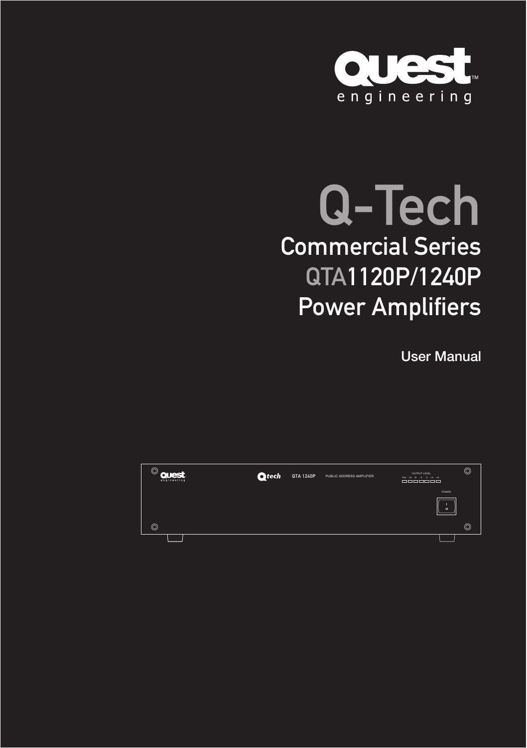Quest engineering

# Q-Tech

## Commercial Series QTA1120P/1240P Power Amplifiers

User Manual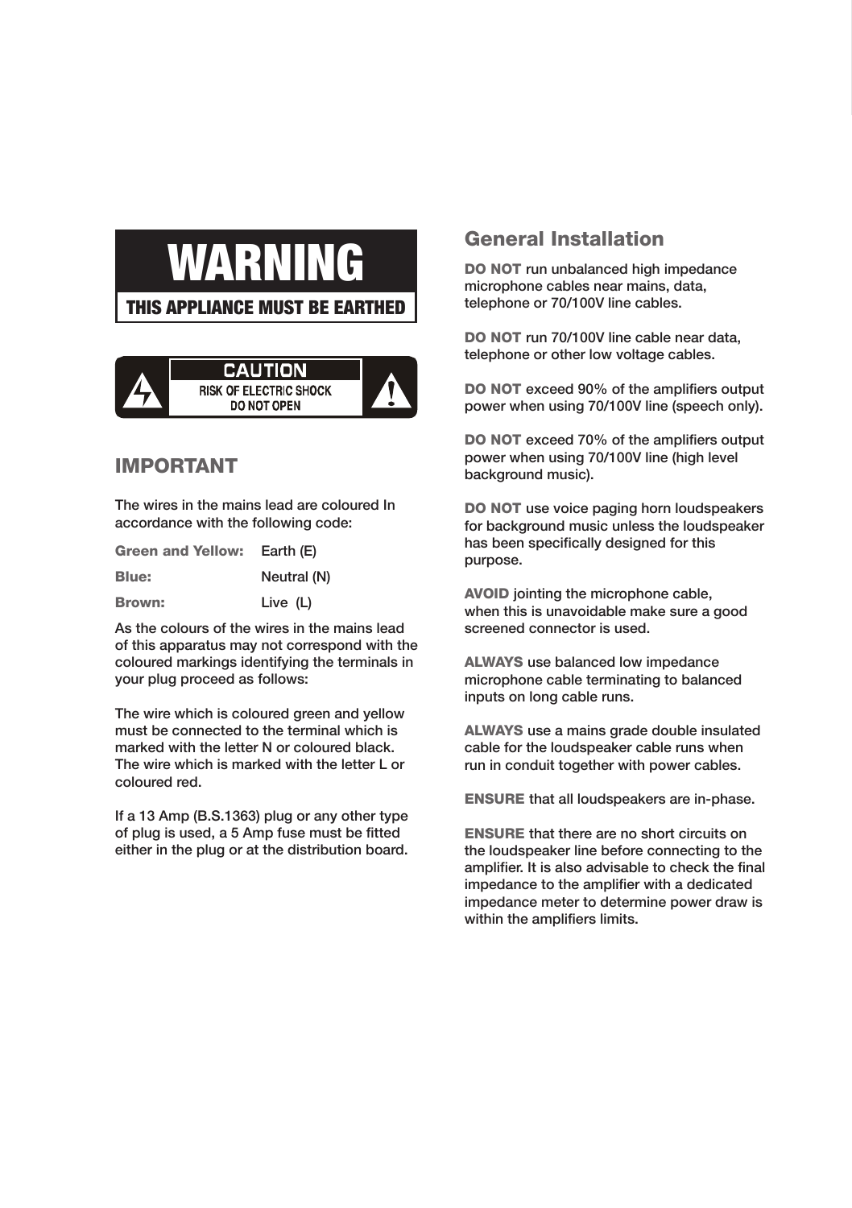# WARNING

**THIS APPLIANCE MUST BE EARTHED**

**CAUTION**

**RISK OF ELECTRIC SHOCK DO NOT OPEN**

## IMPORTANT

The wires in the mains lead are coloured In accordance with the following code:

| | |
|---|---|
| **Green and Yellow:** | Earth (E) |
| **Blue:** | Neutral (N) |
| **Brown:** | Live (L) |

As the colours of the wires in the mains lead of this apparatus may not correspond with the coloured markings identifying the terminals in your plug proceed as follows:

The wire which is coloured green and yellow must be connected to the terminal which is marked with the letter N or coloured black. The wire which is marked with the letter L or coloured red.

If a 13 Amp (B.S.1363) plug or any other type of plug is used, a 5 Amp fuse must be fitted either in the plug or at the distribution board.

## General Installation

**DO NOT** run unbalanced high impedance microphone cables near mains, data, telephone or 70/100V line cables.

**DO NOT** run 70/100V line cable near data, telephone or other low voltage cables.

**DO NOT** exceed 90% of the amplifiers output power when using 70/100V line (speech only).

**DO NOT** exceed 70% of the amplifiers output power when using 70/100V line (high level background music).

**DO NOT** use voice paging horn loudspeakers for background music unless the loudspeaker has been specifically designed for this purpose.

**AVOID** jointing the microphone cable, when this is unavoidable make sure a good screened connector is used.

**ALWAYS** use balanced low impedance microphone cable terminating to balanced inputs on long cable runs.

**ALWAYS** use a mains grade double insulated cable for the loudspeaker cable runs when run in conduit together with power cables.

**ENSURE** that all loudspeakers are in-phase.

**ENSURE** that there are no short circuits on the loudspeaker line before connecting to the amplifier. It is also advisable to check the final impedance to the amplifier with a dedicated impedance meter to determine power draw is within the amplifiers limits.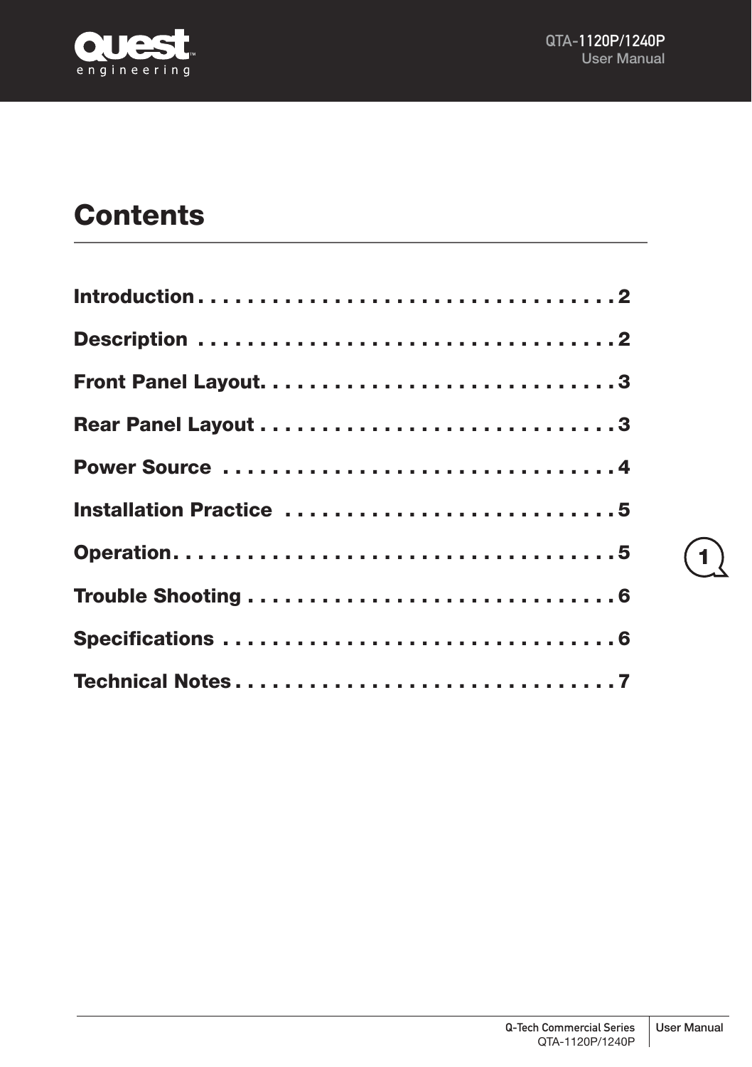# Contents

**Introduction** . . . . . . . . . . . . . . . . . . . . . . . . . . . . . . . . . . . 2

**Description** . . . . . . . . . . . . . . . . . . . . . . . . . . . . . . . . . . . 2

**Front Panel Layout** . . . . . . . . . . . . . . . . . . . . . . . . . . . . . 3

**Rear Panel Layout** . . . . . . . . . . . . . . . . . . . . . . . . . . . . . 3

**Power Source** . . . . . . . . . . . . . . . . . . . . . . . . . . . . . . . . 4

**Installation Practice** . . . . . . . . . . . . . . . . . . . . . . . . . . . 5

**Operation** . . . . . . . . . . . . . . . . . . . . . . . . . . . . . . . . . . . 5

**Trouble Shooting** . . . . . . . . . . . . . . . . . . . . . . . . . . . . . . 6

**Specifications** . . . . . . . . . . . . . . . . . . . . . . . . . . . . . . . . 6

**Technical Notes** . . . . . . . . . . . . . . . . . . . . . . . . . . . . . . . 7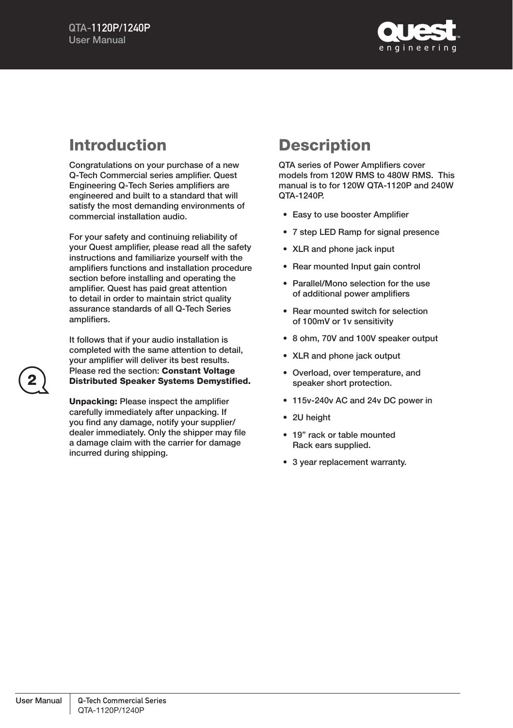## Introduction

Congratulations on your purchase of a new Q-Tech Commercial series amplifier. Quest Engineering Q-Tech Series amplifiers are engineered and built to a standard that will satisfy the most demanding environments of commercial installation audio.

For your safety and continuing reliability of your Quest amplifier, please read all the safety instructions and familiarize yourself with the amplifiers functions and installation procedure section before installing and operating the amplifier. Quest has paid great attention to detail in order to maintain strict quality assurance standards of all Q-Tech Series amplifiers.

It follows that if your audio installation is completed with the same attention to detail, your amplifier will deliver its best results. Please red the section: **Constant Voltage Distributed Speaker Systems Demystified.**

**Unpacking:** Please inspect the amplifier carefully immediately after unpacking. If you find any damage, notify your supplier/dealer immediately. Only the shipper may file a damage claim with the carrier for damage incurred during shipping.

## Description

QTA series of Power Amplifiers cover models from 120W RMS to 480W RMS. This manual is to for 120W QTA-1120P and 240W QTA-1240P.

- Easy to use booster Amplifier
- 7 step LED Ramp for signal presence
- XLR and phone jack input
- Rear mounted Input gain control
- Parallel/Mono selection for the use of additional power amplifiers
- Rear mounted switch for selection of 100mV or 1v sensitivity
- 8 ohm, 70V and 100V speaker output
- XLR and phone jack output
- Overload, over temperature, and speaker short protection.
- 115v-240v AC and 24v DC power in
- 2U height
- 19" rack or table mounted Rack ears supplied.
- 3 year replacement warranty.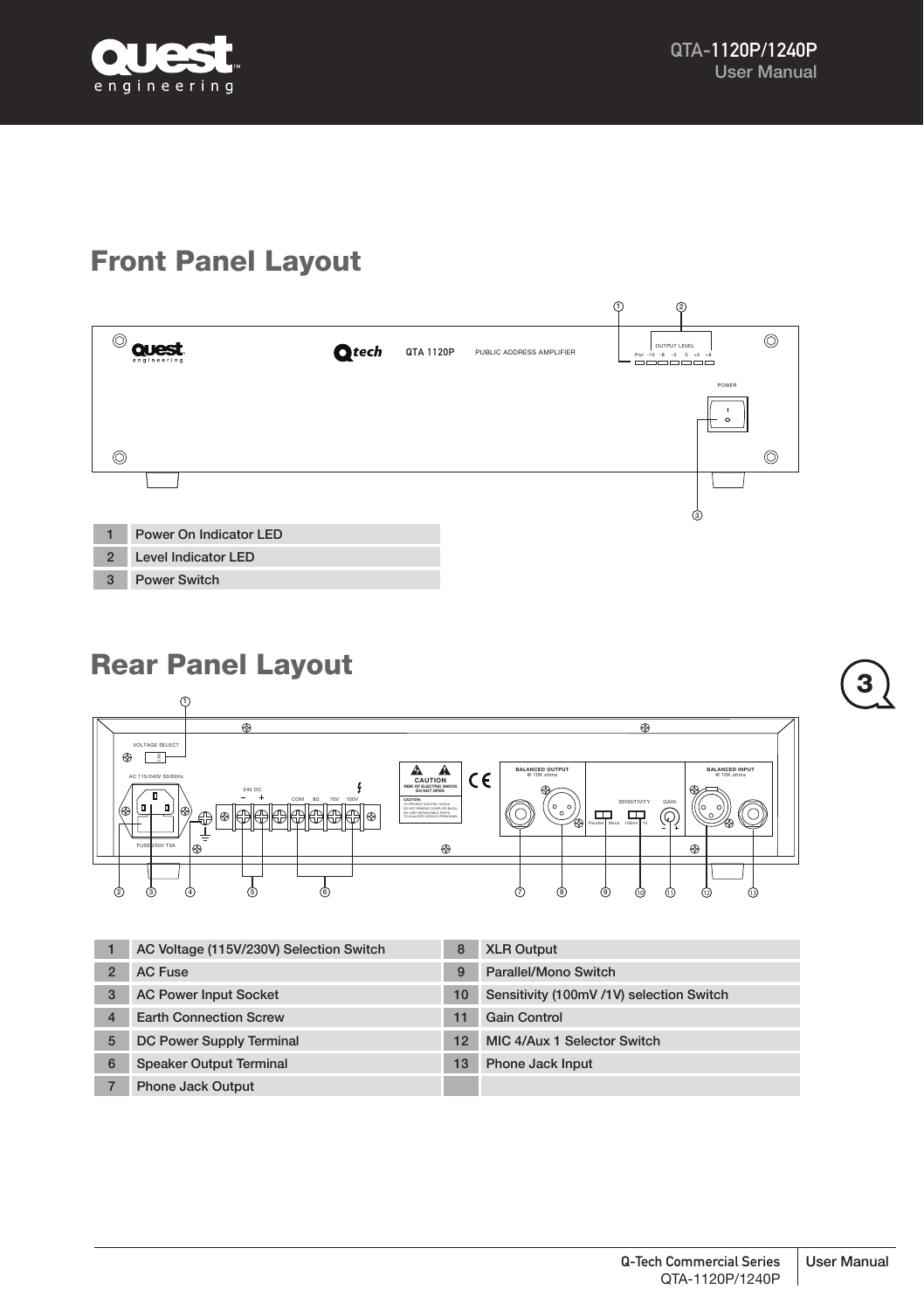# Front Panel Layout

| | |
|---|---|
| 1 | Power On Indicator LED |
| 2 | Level Indicator LED |
| 3 | Power Switch |

# Rear Panel Layout

| | | | |
|---|---|---|---|
| 1 | AC Voltage (115V/230V) Selection Switch | 8 | XLR Output |
| 2 | AC Fuse | 9 | Parallel/Mono Switch |
| 3 | AC Power Input Socket | 10 | Sensitivity (100mV /1V) selection Switch |
| 4 | Earth Connection Screw | 11 | Gain Control |
| 5 | DC Power Supply Terminal | 12 | MIC 4/Aux 1 Selector Switch |
| 6 | Speaker Output Terminal | 13 | Phone Jack Input |
| 7 | Phone Jack Output | | |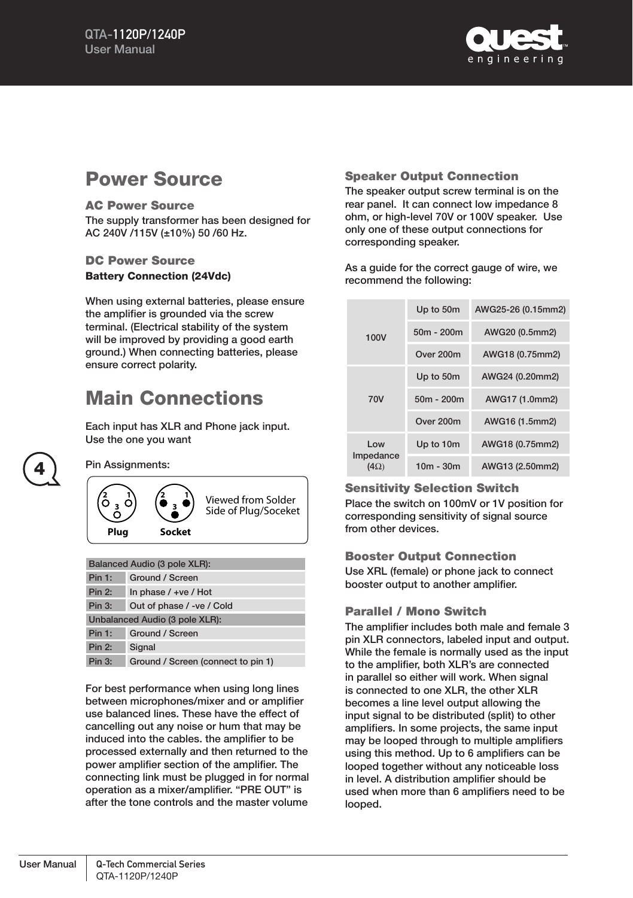# Power Source

## AC Power Source

The supply transformer has been designed for AC 240V /115V (±10%) 50 /60 Hz.

## DC Power Source

**Battery Connection (24Vdc)**

When using external batteries, please ensure the amplifier is grounded via the screw terminal. (Electrical stability of the system will be improved by providing a good earth ground.) When connecting batteries, please ensure correct polarity.

# Main Connections

Each input has XLR and Phone jack input. Use the one you want

Pin Assignments:

Plug / Socket — Viewed from Solder Side of Plug/Soceket

| Balanced Audio (3 pole XLR): | |
|---|---|
| Pin 1: | Ground / Screen |
| Pin 2: | In phase / +ve / Hot |
| Pin 3: | Out of phase / -ve / Cold |
| **Unbalanced Audio (3 pole XLR):** | |
| Pin 1: | Ground / Screen |
| Pin 2: | Signal |
| Pin 3: | Ground / Screen (connect to pin 1) |

For best performance when using long lines between microphones/mixer and or amplifier use balanced lines. These have the effect of cancelling out any noise or hum that may be induced into the cables. the amplifier to be processed externally and then returned to the power amplifier section of the amplifier. The connecting link must be plugged in for normal operation as a mixer/amplifier. "PRE OUT" is after the tone controls and the master volume

## Speaker Output Connection

The speaker output screw terminal is on the rear panel. It can connect low impedance 8 ohm, or high-level 70V or 100V speaker. Use only one of these output connections for corresponding speaker.

As a guide for the correct gauge of wire, we recommend the following:

| | | |
|---|---|---|
| 100V | Up to 50m | AWG25-26 (0.15mm2) |
| | 50m - 200m | AWG20 (0.5mm2) |
| | Over 200m | AWG18 (0.75mm2) |
| 70V | Up to 50m | AWG24 (0.20mm2) |
| | 50m - 200m | AWG17 (1.0mm2) |
| | Over 200m | AWG16 (1.5mm2) |
| Low Impedance (4Ω) | Up to 10m | AWG18 (0.75mm2) |
| | 10m - 30m | AWG13 (2.50mm2) |

## Sensitivity Selection Switch

Place the switch on 100mV or 1V position for corresponding sensitivity of signal source from other devices.

## Booster Output Connection

Use XRL (female) or phone jack to connect booster output to another amplifier.

## Parallel / Mono Switch

The amplifier includes both male and female 3 pin XLR connectors, labeled input and output. While the female is normally used as the input to the amplifier, both XLR's are connected in parallel so either will work. When signal is connected to one XLR, the other XLR becomes a line level output allowing the input signal to be distributed (split) to other amplifiers. In some projects, the same input may be looped through to multiple amplifiers using this method. Up to 6 amplifiers can be looped together without any noticeable loss in level. A distribution amplifier should be used when more than 6 amplifiers need to be looped.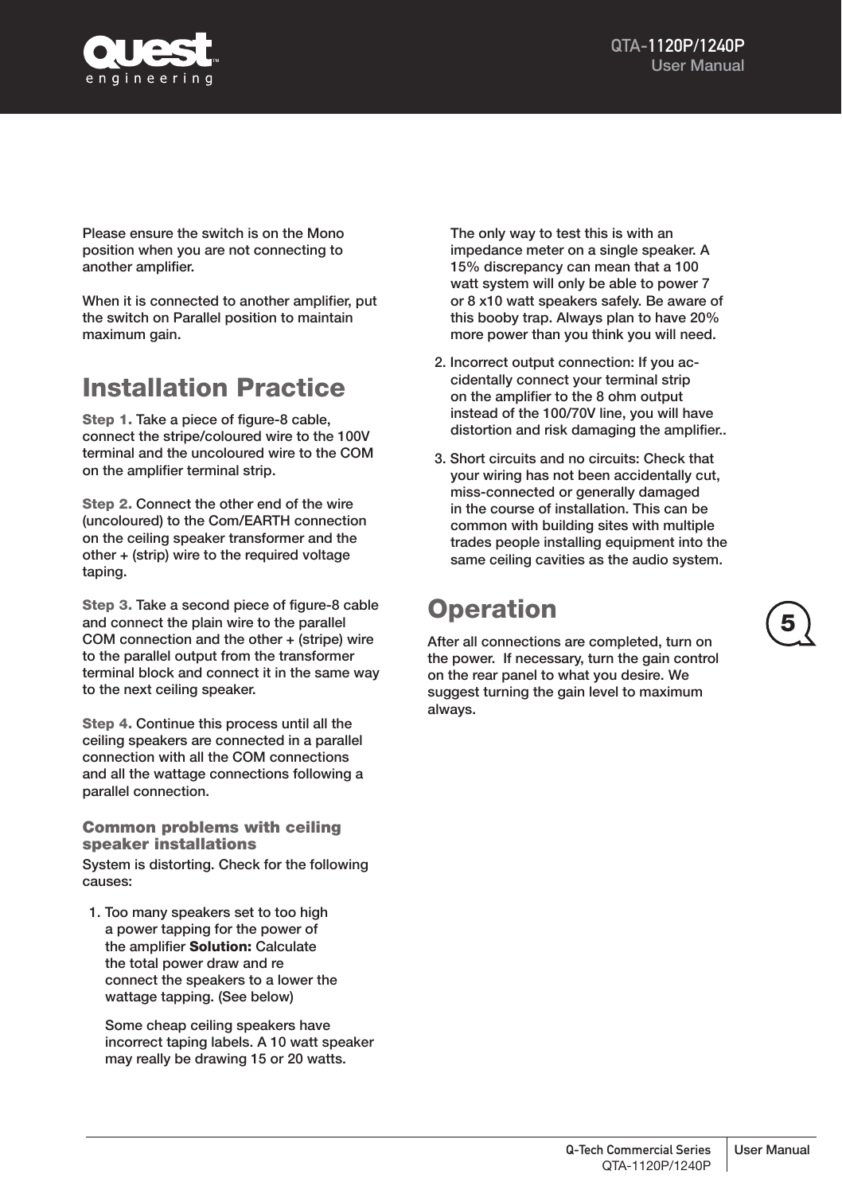Please ensure the switch is on the Mono position when you are not connecting to another amplifier.

When it is connected to another amplifier, put the switch on Parallel position to maintain maximum gain.

## Installation Practice

**Step 1.** Take a piece of figure-8 cable, connect the stripe/coloured wire to the 100V terminal and the uncoloured wire to the COM on the amplifier terminal strip.

**Step 2.** Connect the other end of the wire (uncoloured) to the Com/EARTH connection on the ceiling speaker transformer and the other + (strip) wire to the required voltage taping.

**Step 3.** Take a second piece of figure-8 cable and connect the plain wire to the parallel COM connection and the other + (stripe) wire to the parallel output from the transformer terminal block and connect it in the same way to the next ceiling speaker.

**Step 4.** Continue this process until all the ceiling speakers are connected in a parallel connection with all the COM connections and all the wattage connections following a parallel connection.

### Common problems with ceiling speaker installations

System is distorting. Check for the following causes:

1. Too many speakers set to too high a power tapping for the power of the amplifier **Solution:** Calculate the total power draw and re connect the speakers to a lower the wattage tapping. (See below)

   Some cheap ceiling speakers have incorrect taping labels. A 10 watt speaker may really be drawing 15 or 20 watts. The only way to test this is with an impedance meter on a single speaker. A 15% discrepancy can mean that a 100 watt system will only be able to power 7 or 8 x10 watt speakers safely. Be aware of this booby trap. Always plan to have 20% more power than you think you will need.

2. Incorrect output connection: If you accidentally connect your terminal strip on the amplifier to the 8 ohm output instead of the 100/70V line, you will have distortion and risk damaging the amplifier..

3. Short circuits and no circuits: Check that your wiring has not been accidentally cut, miss-connected or generally damaged in the course of installation. This can be common with building sites with multiple trades people installing equipment into the same ceiling cavities as the audio system.

## Operation

After all connections are completed, turn on the power. If necessary, turn the gain control on the rear panel to what you desire. We suggest turning the gain level to maximum always.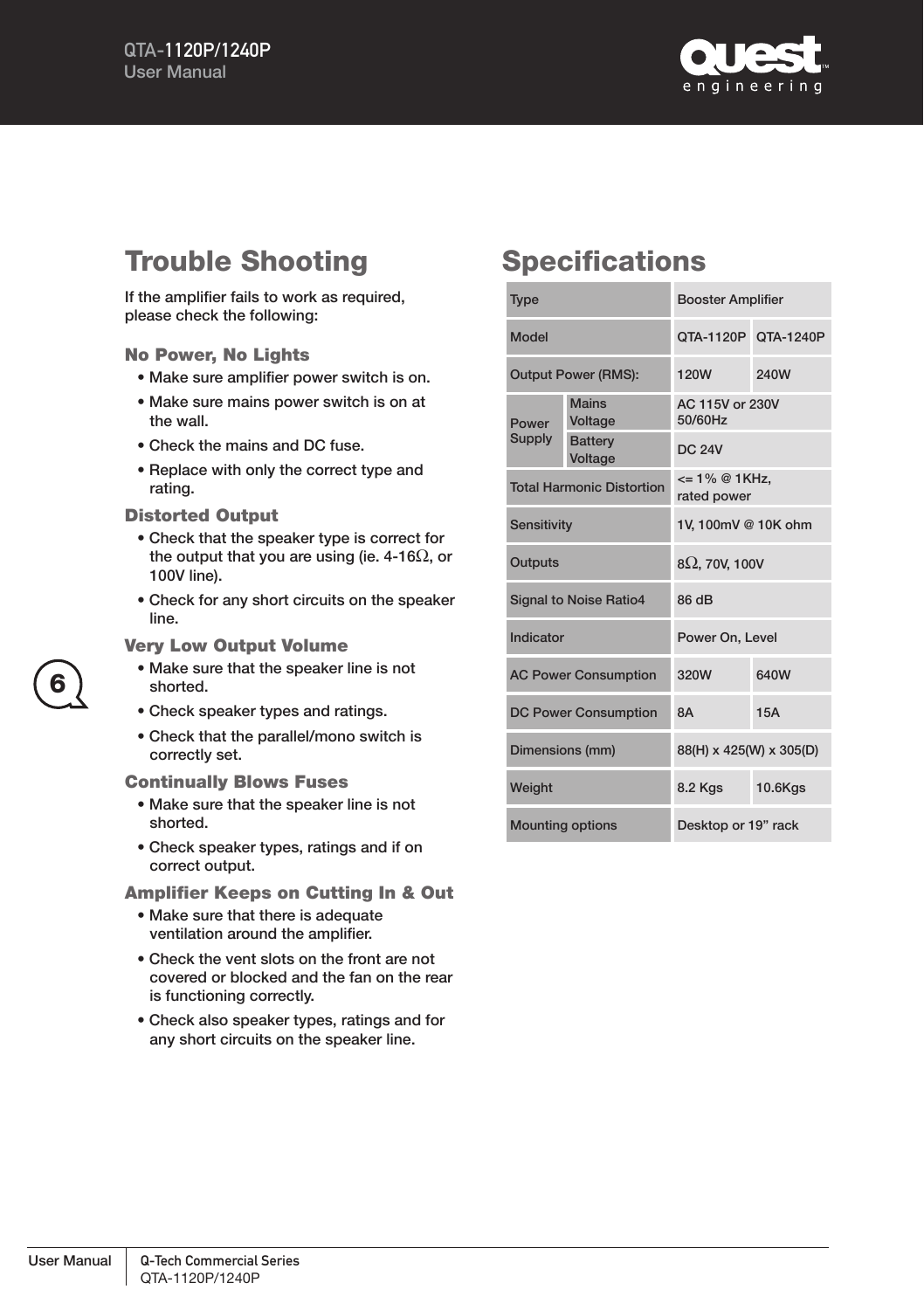## Trouble Shooting

If the amplifier fails to work as required, please check the following:

### No Power, No Lights

- Make sure amplifier power switch is on.
- Make sure mains power switch is on at the wall.
- Check the mains and DC fuse.
- Replace with only the correct type and rating.

### Distorted Output

- Check that the speaker type is correct for the output that you are using (ie. 4-16Ω, or 100V line).
- Check for any short circuits on the speaker line.

### Very Low Output Volume

- Make sure that the speaker line is not shorted.
- Check speaker types and ratings.
- Check that the parallel/mono switch is correctly set.

### Continually Blows Fuses

- Make sure that the speaker line is not shorted.
- Check speaker types, ratings and if on correct output.

### Amplifier Keeps on Cutting In & Out

- Make sure that there is adequate ventilation around the amplifier.
- Check the vent slots on the front are not covered or blocked and the fan on the rear is functioning correctly.
- Check also speaker types, ratings and for any short circuits on the speaker line.

## Specifications

| Type | | Booster Amplifier | |
|---|---|---|---|
| Model | | QTA-1120P | QTA-1240P |
| Output Power (RMS): | | 120W | 240W |
| Power Supply | Mains Voltage | AC 115V or 230V 50/60Hz | |
| | Battery Voltage | DC 24V | |
| Total Harmonic Distortion | | <= 1% @ 1KHz, rated power | |
| Sensitivity | | 1V, 100mV @ 10K ohm | |
| Outputs | | 8Ω, 70V, 100V | |
| Signal to Noise Ratio4 | | 86 dB | |
| Indicator | | Power On, Level | |
| AC Power Consumption | | 320W | 640W |
| DC Power Consumption | | 8A | 15A |
| Dimensions (mm) | | 88(H) x 425(W) x 305(D) | |
| Weight | | 8.2 Kgs | 10.6Kgs |
| Mounting options | | Desktop or 19" rack | |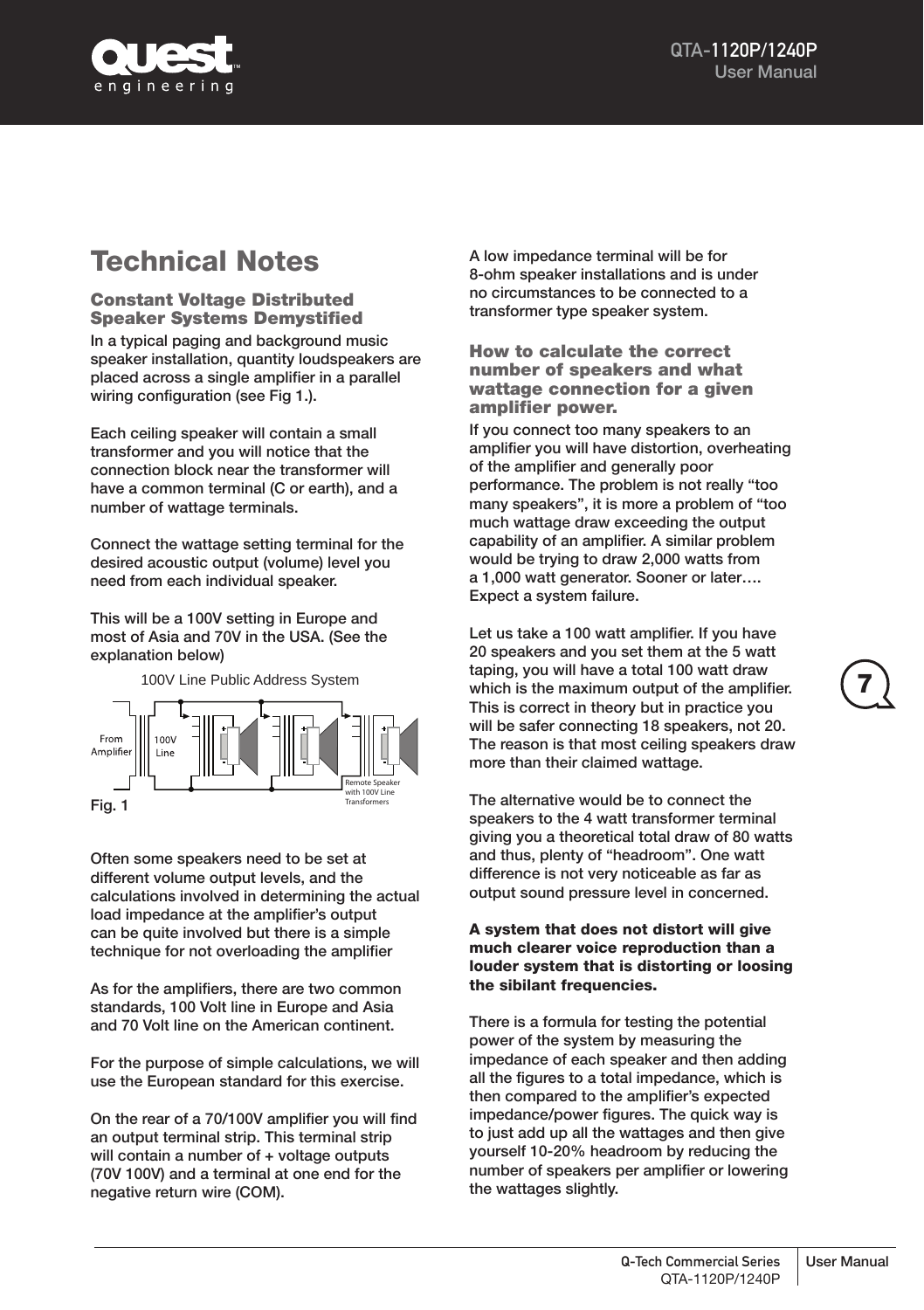# Technical Notes

## Constant Voltage Distributed Speaker Systems Demystified

In a typical paging and background music speaker installation, quantity loudspeakers are placed across a single amplifier in a parallel wiring configuration (see Fig 1.).

Each ceiling speaker will contain a small transformer and you will notice that the connection block near the transformer will have a common terminal (C or earth), and a number of wattage terminals.

Connect the wattage setting terminal for the desired acoustic output (volume) level you need from each individual speaker.

This will be a 100V setting in Europe and most of Asia and 70V in the USA. (See the explanation below)

100V Line Public Address System

From Amplifier

100V Line

Remote Speaker with 100V Line Transformers

Fig. 1

Often some speakers need to be set at different volume output levels, and the calculations involved in determining the actual load impedance at the amplifier's output can be quite involved but there is a simple technique for not overloading the amplifier

As for the amplifiers, there are two common standards, 100 Volt line in Europe and Asia and 70 Volt line on the American continent.

For the purpose of simple calculations, we will use the European standard for this exercise.

On the rear of a 70/100V amplifier you will find an output terminal strip. This terminal strip will contain a number of + voltage outputs (70V 100V) and a terminal at one end for the negative return wire (COM).

A low impedance terminal will be for 8-ohm speaker installations and is under no circumstances to be connected to a transformer type speaker system.

## How to calculate the correct number of speakers and what wattage connection for a given amplifier power.

If you connect too many speakers to an amplifier you will have distortion, overheating of the amplifier and generally poor performance. The problem is not really "too many speakers", it is more a problem of "too much wattage draw exceeding the output capability of an amplifier. A similar problem would be trying to draw 2,000 watts from a 1,000 watt generator. Sooner or later…. Expect a system failure.

Let us take a 100 watt amplifier. If you have 20 speakers and you set them at the 5 watt taping, you will have a total 100 watt draw which is the maximum output of the amplifier. This is correct in theory but in practice you will be safer connecting 18 speakers, not 20. The reason is that most ceiling speakers draw more than their claimed wattage.

The alternative would be to connect the speakers to the 4 watt transformer terminal giving you a theoretical total draw of 80 watts and thus, plenty of "headroom". One watt difference is not very noticeable as far as output sound pressure level in concerned.

**A system that does not distort will give much clearer voice reproduction than a louder system that is distorting or loosing the sibilant frequencies.**

There is a formula for testing the potential power of the system by measuring the impedance of each speaker and then adding all the figures to a total impedance, which is then compared to the amplifier's expected impedance/power figures. The quick way is to just add up all the wattages and then give yourself 10-20% headroom by reducing the number of speakers per amplifier or lowering the wattages slightly.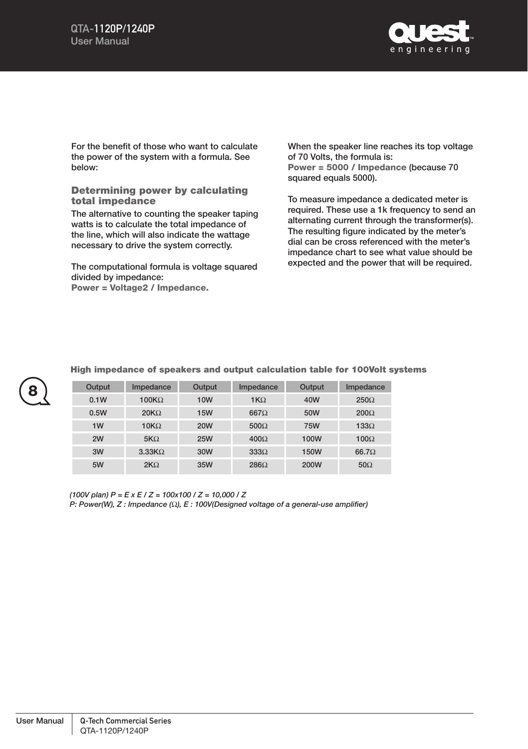For the benefit of those who want to calculate the power of the system with a formula. See below:

## Determining power by calculating total impedance

The alternative to counting the speaker taping watts is to calculate the total impedance of the line, which will also indicate the wattage necessary to drive the system correctly.

The computational formula is voltage squared divided by impedance:
**Power = Voltage2 / Impedance.**

When the speaker line reaches its top voltage of 70 Volts, the formula is:
**Power = 5000 / Impedance** (because 70 squared equals 5000).

To measure impedance a dedicated meter is required. These use a 1k frequency to send an alternating current through the transformer(s). The resulting figure indicated by the meter's dial can be cross referenced with the meter's impedance chart to see what value should be expected and the power that will be required.

8

### High impedance of speakers and output calculation table for 100Volt systems

| Output | Impedance | Output | Impedance | Output | Impedance |
|---|---|---|---|---|---|
| 0.1W | 100KΩ | 10W | 1KΩ | 40W | 250Ω |
| 0.5W | 20KΩ | 15W | 667Ω | 50W | 200Ω |
| 1W | 10KΩ | 20W | 500Ω | 75W | 133Ω |
| 2W | 5KΩ | 25W | 400Ω | 100W | 100Ω |
| 3W | 3.33KΩ | 30W | 333Ω | 150W | 66.7Ω |
| 5W | 2KΩ | 35W | 286Ω | 200W | 50Ω |

*(100V plan) P = E x E / Z = 100x100 / Z = 10,000 / Z*
*P: Power(W), Z : Impedance (Ω), E : 100V(Designed voltage of a general-use amplifier)*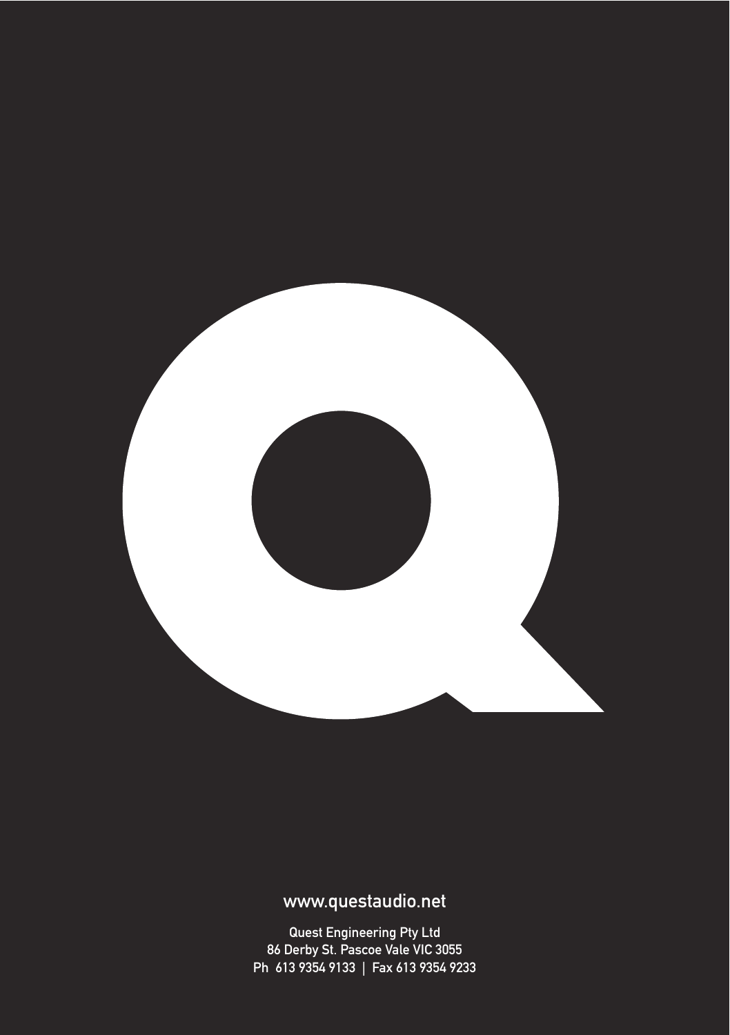www.questaudio.net

Quest Engineering Pty Ltd
86 Derby St. Pascoe Vale VIC 3055
Ph 613 9354 9133 | Fax 613 9354 9233